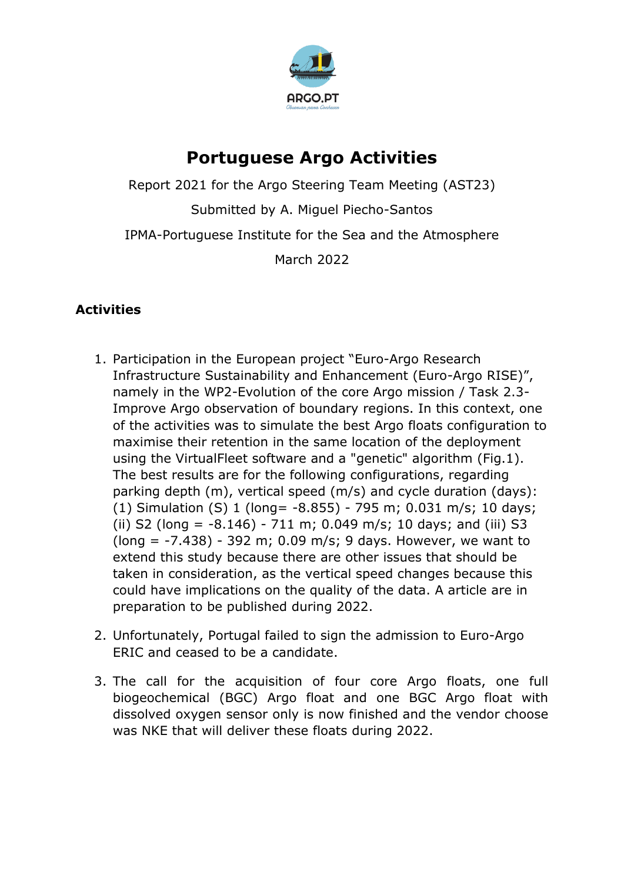ARGO.PT

Observar para Conhecer

# Portuguese Argo Activities

Report 2021 for the Argo Steering Team Meeting (AST23)

Submitted by A. Miguel Piecho-Santos

IPMA-Portuguese Institute for the Sea and the Atmosphere

March 2022

## Activities

1. Participation in the European project "Euro-Argo Research Infrastructure Sustainability and Enhancement (Euro-Argo RISE)", namely in the WP2-Evolution of the core Argo mission / Task 2.3-Improve Argo observation of boundary regions. In this context, one of the activities was to simulate the best Argo floats configuration to maximise their retention in the same location of the deployment using the VirtualFleet software and a "genetic" algorithm (Fig.1). The best results are for the following configurations, regarding parking depth (m), vertical speed (m/s) and cycle duration (days): (1) Simulation (S) 1 (long= -8.855) - 795 m; 0.031 m/s; 10 days; (ii) S2 (long = -8.146) - 711 m; 0.049 m/s; 10 days; and (iii) S3 (long = -7.438) - 392 m; 0.09 m/s; 9 days. However, we want to extend this study because there are other issues that should be taken in consideration, as the vertical speed changes because this could have implications on the quality of the data. A article are in preparation to be published during 2022.

2. Unfortunately, Portugal failed to sign the admission to Euro-Argo ERIC and ceased to be a candidate.

3. The call for the acquisition of four core Argo floats, one full biogeochemical (BGC) Argo float and one BGC Argo float with dissolved oxygen sensor only is now finished and the vendor choose was NKE that will deliver these floats during 2022.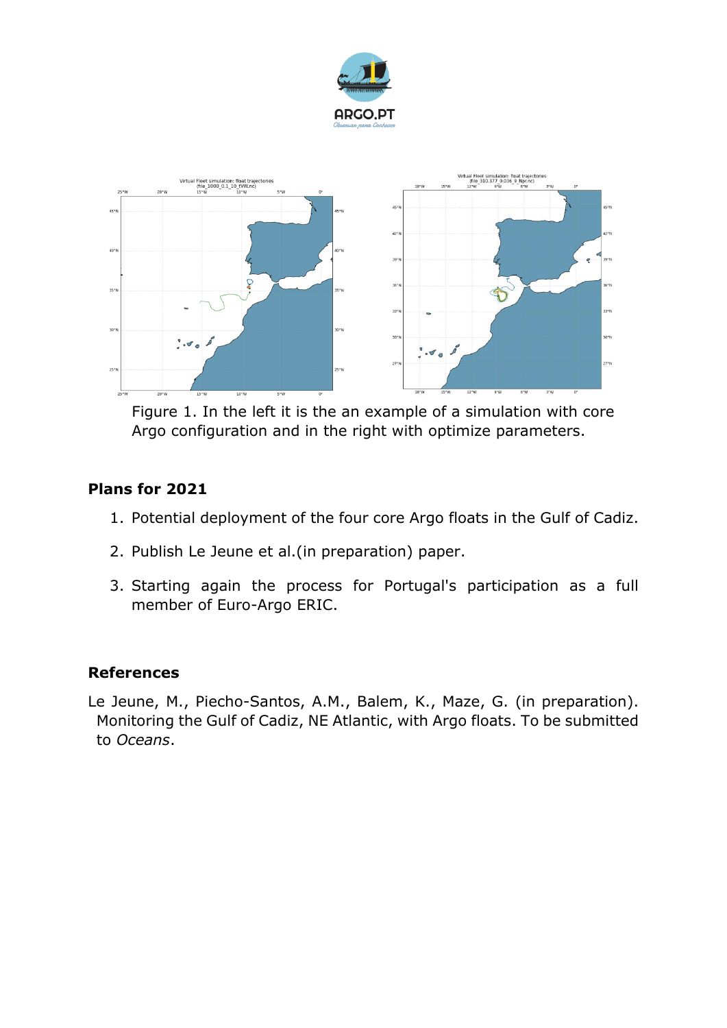Virtual Fleet simulation: float trajectories
(file_1000_0.1_10_tVW.nc)

Virtual Fleet simulation: float trajectories
(file_310.377_0.036_9_Npr.nc)

Figure 1. In the left it is the an example of a simulation with core Argo configuration and in the right with optimize parameters.

## Plans for 2021

1. Potential deployment of the four core Argo floats in the Gulf of Cadiz.
2. Publish Le Jeune et al.(in preparation) paper.
3. Starting again the process for Portugal's participation as a full member of Euro-Argo ERIC.

## References

Le Jeune, M., Piecho-Santos, A.M., Balem, K., Maze, G. (in preparation). Monitoring the Gulf of Cadiz, NE Atlantic, with Argo floats. To be submitted to *Oceans*.